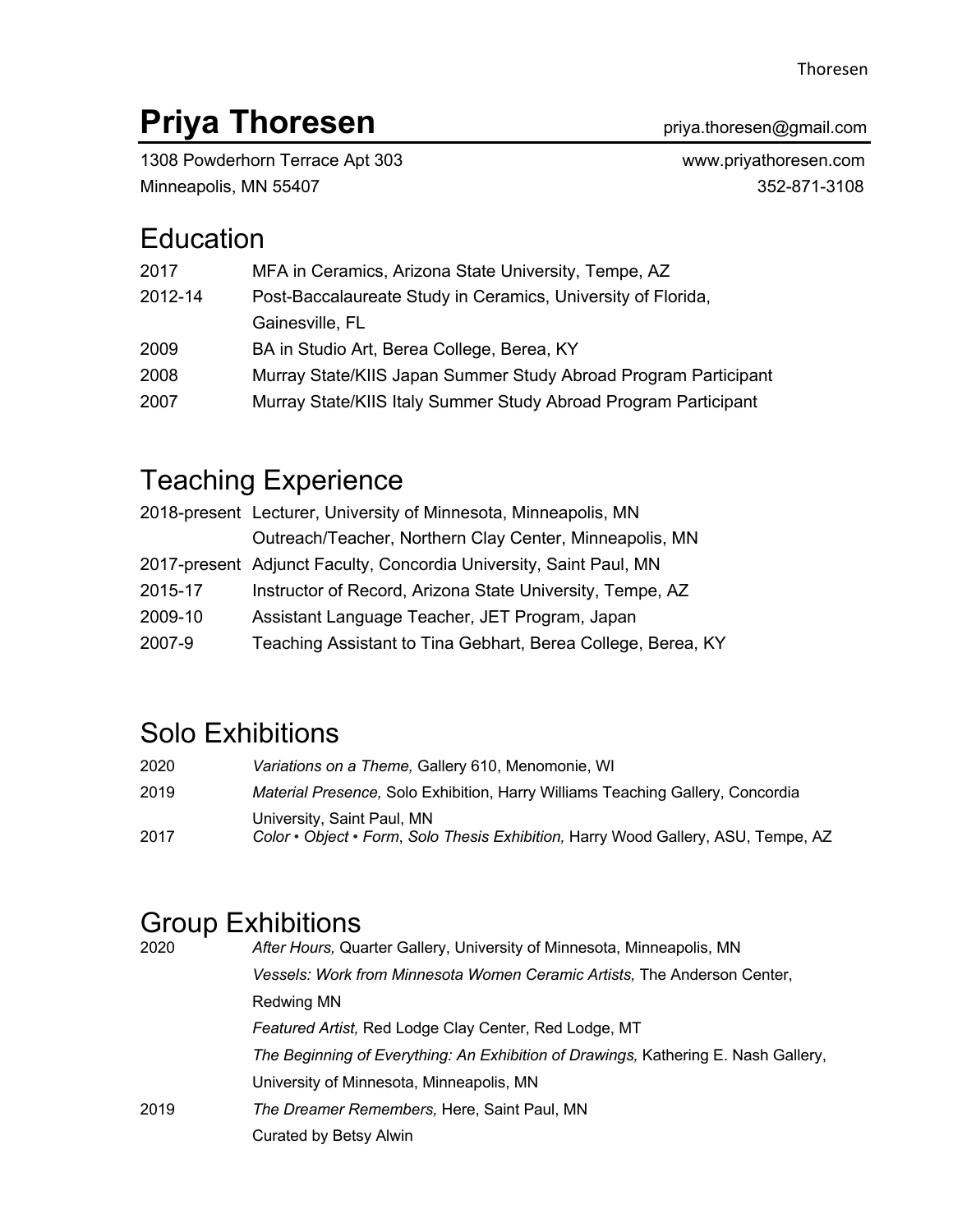# Priya Thoresen

priya.thoresen@gmail.com

1308 Powderhorn Terrace Apt 303
Minneapolis, MN 55407

www.priyathoresen.com
352-871-3108

## Education

| | |
|---|---|
| 2017 | MFA in Ceramics, Arizona State University, Tempe, AZ |
| 2012-14 | Post-Baccalaureate Study in Ceramics, University of Florida, Gainesville, FL |
| 2009 | BA in Studio Art, Berea College, Berea, KY |
| 2008 | Murray State/KIIS Japan Summer Study Abroad Program Participant |
| 2007 | Murray State/KIIS Italy Summer Study Abroad Program Participant |

## Teaching Experience

| | |
|---|---|
| 2018-present | Lecturer, University of Minnesota, Minneapolis, MN |
| | Outreach/Teacher, Northern Clay Center, Minneapolis, MN |
| 2017-present | Adjunct Faculty, Concordia University, Saint Paul, MN |
| 2015-17 | Instructor of Record, Arizona State University, Tempe, AZ |
| 2009-10 | Assistant Language Teacher, JET Program, Japan |
| 2007-9 | Teaching Assistant to Tina Gebhart, Berea College, Berea, KY |

## Solo Exhibitions

| | |
|---|---|
| 2020 | *Variations on a Theme,* Gallery 610, Menomonie, WI |
| 2019 | *Material Presence,* Solo Exhibition, Harry Williams Teaching Gallery, Concordia University, Saint Paul, MN |
| 2017 | *Color • Object • Form*, *Solo Thesis Exhibition,* Harry Wood Gallery, ASU, Tempe, AZ |

## Group Exhibitions

| | |
|---|---|
| 2020 | *After Hours,* Quarter Gallery, University of Minnesota, Minneapolis, MN |
| | *Vessels: Work from Minnesota Women Ceramic Artists,* The Anderson Center, Redwing MN |
| | *Featured Artist,* Red Lodge Clay Center, Red Lodge, MT |
| | *The Beginning of Everything: An Exhibition of Drawings,* Kathering E. Nash Gallery, University of Minnesota, Minneapolis, MN |
| 2019 | *The Dreamer Remembers,* Here, Saint Paul, MN |
| | Curated by Betsy Alwin |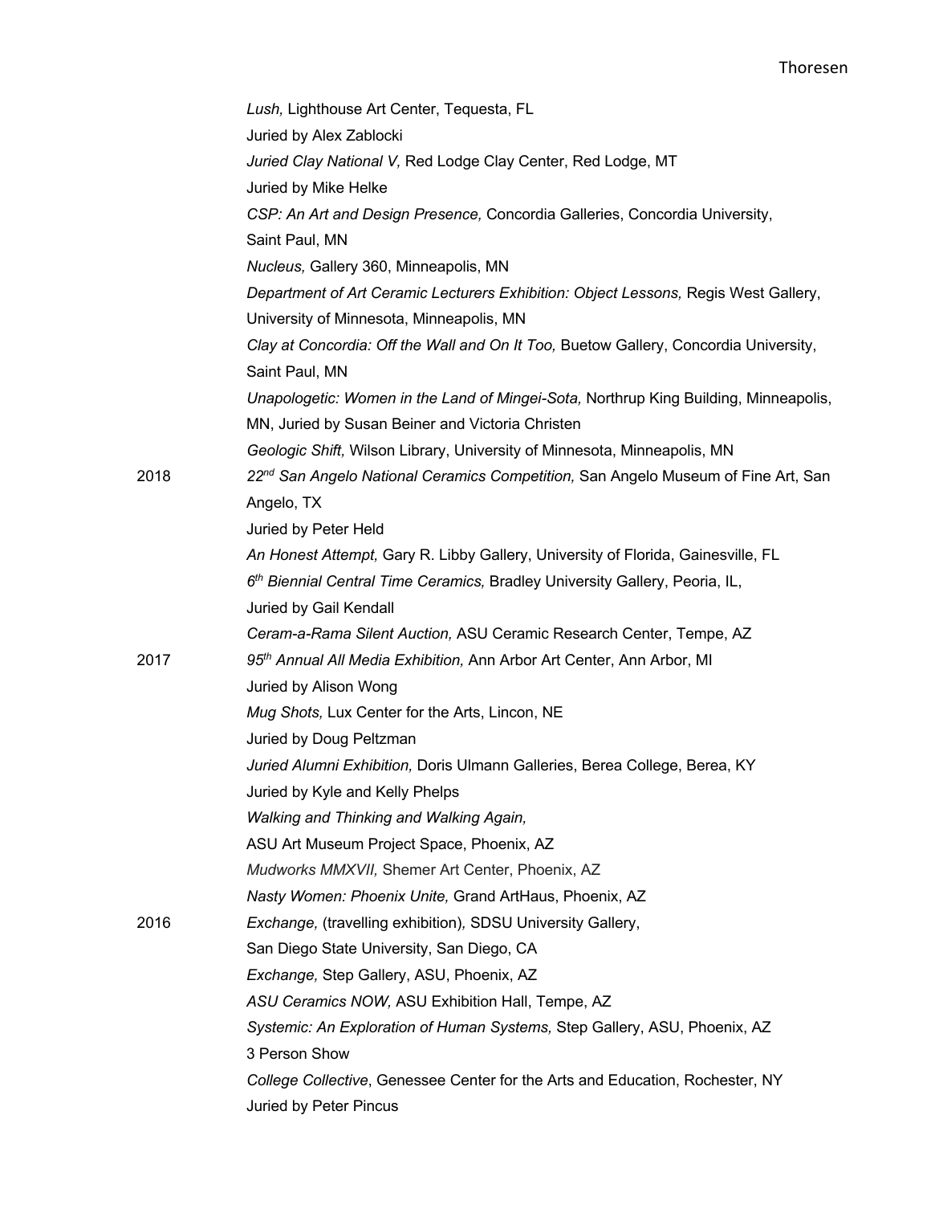*Lush,* Lighthouse Art Center, Tequesta, FL
Juried by Alex Zablocki

*Juried Clay National V,* Red Lodge Clay Center, Red Lodge, MT
Juried by Mike Helke

*CSP: An Art and Design Presence,* Concordia Galleries, Concordia University, Saint Paul, MN

*Nucleus,* Gallery 360, Minneapolis, MN

*Department of Art Ceramic Lecturers Exhibition: Object Lessons,* Regis West Gallery, University of Minnesota, Minneapolis, MN

*Clay at Concordia: Off the Wall and On It Too,* Buetow Gallery, Concordia University, Saint Paul, MN

*Unapologetic: Women in the Land of Mingei-Sota,* Northrup King Building, Minneapolis, MN, Juried by Susan Beiner and Victoria Christen

*Geologic Shift,* Wilson Library, University of Minnesota, Minneapolis, MN

2018

*22nd San Angelo National Ceramics Competition,* San Angelo Museum of Fine Art, San Angelo, TX
Juried by Peter Held

*An Honest Attempt,* Gary R. Libby Gallery, University of Florida, Gainesville, FL

*6th Biennial Central Time Ceramics,* Bradley University Gallery, Peoria, IL, Juried by Gail Kendall

*Ceram-a-Rama Silent Auction,* ASU Ceramic Research Center, Tempe, AZ

2017

*95th Annual All Media Exhibition,* Ann Arbor Art Center, Ann Arbor, MI
Juried by Alison Wong

*Mug Shots,* Lux Center for the Arts, Lincon, NE
Juried by Doug Peltzman

*Juried Alumni Exhibition,* Doris Ulmann Galleries, Berea College, Berea, KY
Juried by Kyle and Kelly Phelps

*Walking and Thinking and Walking Again,*
ASU Art Museum Project Space, Phoenix, AZ

*Mudworks MMXVII,* Shemer Art Center, Phoenix, AZ

*Nasty Women: Phoenix Unite,* Grand ArtHaus, Phoenix, AZ

2016

*Exchange,* (travelling exhibition)*,* SDSU University Gallery, San Diego State University, San Diego, CA

*Exchange,* Step Gallery, ASU, Phoenix, AZ

*ASU Ceramics NOW,* ASU Exhibition Hall, Tempe, AZ

*Systemic: An Exploration of Human Systems,* Step Gallery, ASU, Phoenix, AZ
3 Person Show

*College Collective*, Genessee Center for the Arts and Education, Rochester, NY
Juried by Peter Pincus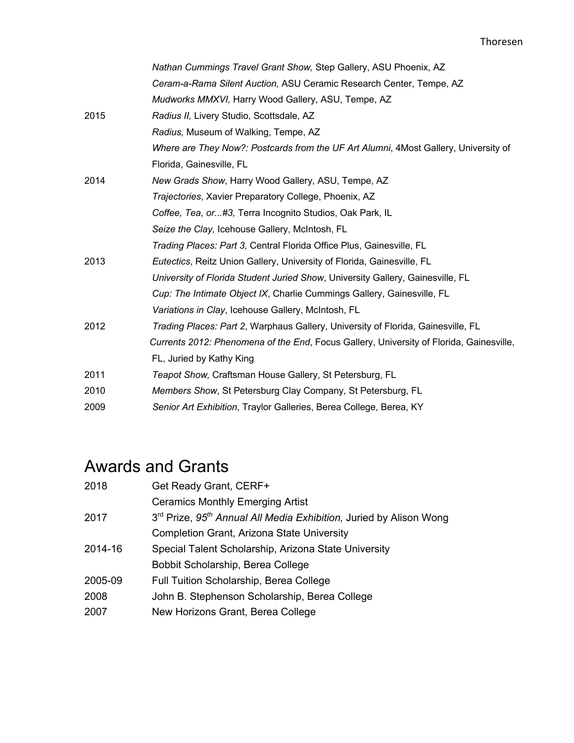| | |
|---|---|
| | *Nathan Cummings Travel Grant Show,* Step Gallery, ASU Phoenix, AZ |
| | *Ceram-a-Rama Silent Auction,* ASU Ceramic Research Center, Tempe, AZ |
| | *Mudworks MMXVI,* Harry Wood Gallery, ASU, Tempe, AZ |
| 2015 | *Radius II,* Livery Studio, Scottsdale, AZ |
| | *Radius,* Museum of Walking, Tempe, AZ |
| | *Where are They Now?: Postcards from the UF Art Alumni*, 4Most Gallery, University of Florida, Gainesville, FL |
| 2014 | *New Grads Show*, Harry Wood Gallery, ASU, Tempe, AZ |
| | *Trajectories*, Xavier Preparatory College, Phoenix, AZ |
| | *Coffee, Tea, or...#3,* Terra Incognito Studios, Oak Park, IL |
| | *Seize the Clay,* Icehouse Gallery, McIntosh, FL |
| | *Trading Places: Part 3,* Central Florida Office Plus, Gainesville, FL |
| 2013 | *Eutectics*, Reitz Union Gallery, University of Florida, Gainesville, FL |
| | *University of Florida Student Juried Show*, University Gallery, Gainesville, FL |
| | *Cup: The Intimate Object IX*, Charlie Cummings Gallery, Gainesville, FL |
| | *Variations in Clay*, Icehouse Gallery, McIntosh, FL |
| 2012 | *Trading Places: Part 2*, Warphaus Gallery, University of Florida, Gainesville, FL |
| | *Currents 2012: Phenomena of the End*, Focus Gallery, University of Florida, Gainesville, FL, Juried by Kathy King |
| 2011 | *Teapot Show,* Craftsman House Gallery, St Petersburg, FL |
| 2010 | *Members Show*, St Petersburg Clay Company, St Petersburg, FL |
| 2009 | *Senior Art Exhibition*, Traylor Galleries, Berea College, Berea, KY |

# Awards and Grants

| | |
|---|---|
| 2018 | Get Ready Grant, CERF+ |
| | Ceramics Monthly Emerging Artist |
| 2017 | 3rd Prize, *95th Annual All Media Exhibition,* Juried by Alison Wong |
| | Completion Grant, Arizona State University |
| 2014-16 | Special Talent Scholarship, Arizona State University |
| | Bobbit Scholarship, Berea College |
| 2005-09 | Full Tuition Scholarship, Berea College |
| 2008 | John B. Stephenson Scholarship, Berea College |
| 2007 | New Horizons Grant, Berea College |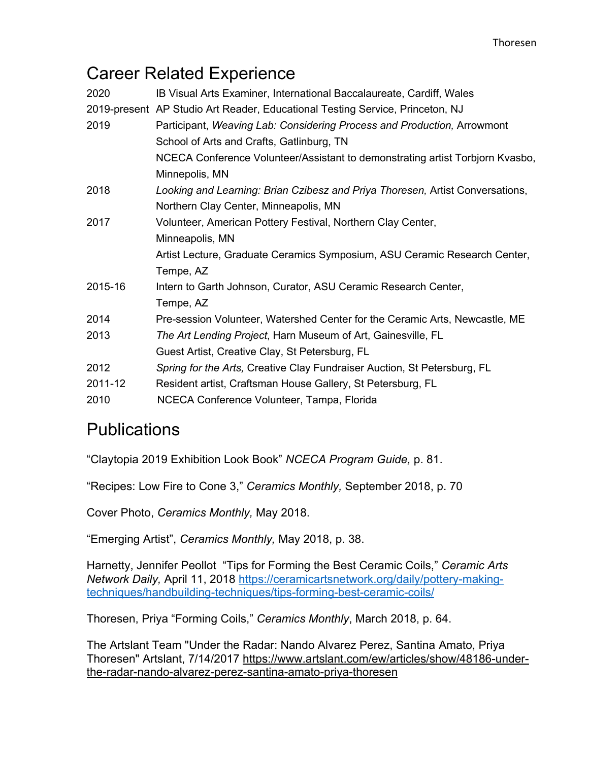## Career Related Experience

| | |
|---|---|
| 2020 | IB Visual Arts Examiner, International Baccalaureate, Cardiff, Wales |
| 2019-present | AP Studio Art Reader, Educational Testing Service, Princeton, NJ |
| 2019 | Participant, *Weaving Lab: Considering Process and Production,* Arrowmont School of Arts and Crafts, Gatlinburg, TN |
| | NCECA Conference Volunteer/Assistant to demonstrating artist Torbjorn Kvasbo, Minnepolis, MN |
| 2018 | *Looking and Learning: Brian Czibesz and Priya Thoresen,* Artist Conversations, Northern Clay Center, Minneapolis, MN |
| 2017 | Volunteer, American Pottery Festival, Northern Clay Center, Minneapolis, MN |
| | Artist Lecture, Graduate Ceramics Symposium, ASU Ceramic Research Center, Tempe, AZ |
| 2015-16 | Intern to Garth Johnson, Curator, ASU Ceramic Research Center, Tempe, AZ |
| 2014 | Pre-session Volunteer, Watershed Center for the Ceramic Arts, Newcastle, ME |
| 2013 | *The Art Lending Project*, Harn Museum of Art, Gainesville, FL |
| | Guest Artist, Creative Clay, St Petersburg, FL |
| 2012 | *Spring for the Arts,* Creative Clay Fundraiser Auction, St Petersburg, FL |
| 2011-12 | Resident artist, Craftsman House Gallery, St Petersburg, FL |
| 2010 | NCECA Conference Volunteer, Tampa, Florida |

## Publications

"Claytopia 2019 Exhibition Look Book" *NCECA Program Guide,* p. 81.

"Recipes: Low Fire to Cone 3," *Ceramics Monthly,* September 2018, p. 70

Cover Photo, *Ceramics Monthly,* May 2018.

"Emerging Artist", *Ceramics Monthly,* May 2018, p. 38.

Harnetty, Jennifer Peollot "Tips for Forming the Best Ceramic Coils," *Ceramic Arts Network Daily,* April 11, 2018 https://ceramicartsnetwork.org/daily/pottery-making-techniques/handbuilding-techniques/tips-forming-best-ceramic-coils/

Thoresen, Priya "Forming Coils," *Ceramics Monthly*, March 2018, p. 64.

The Artslant Team "Under the Radar: Nando Alvarez Perez, Santina Amato, Priya Thoresen" Artslant, 7/14/2017 https://www.artslant.com/ew/articles/show/48186-under-the-radar-nando-alvarez-perez-santina-amato-priya-thoresen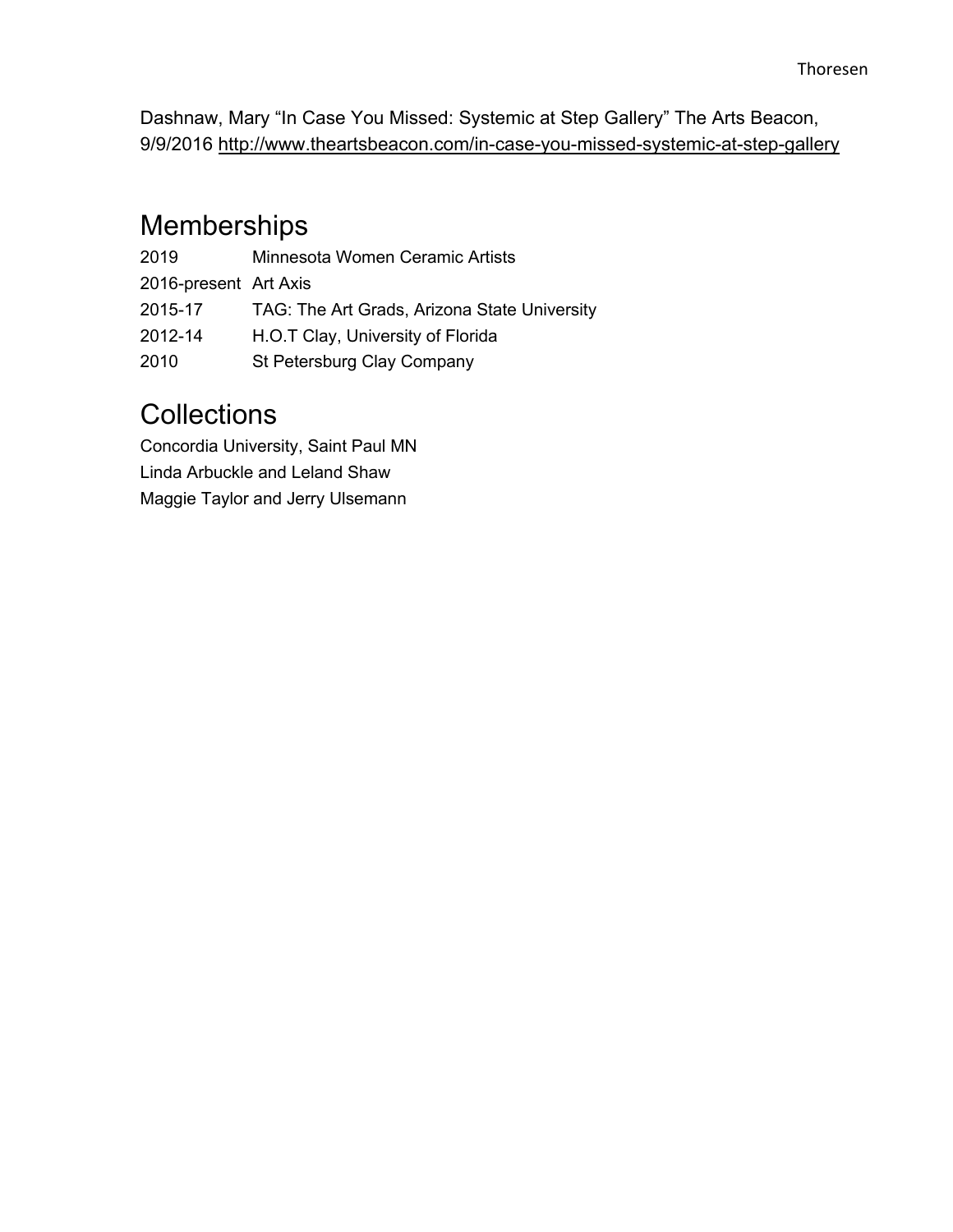Dashnaw, Mary "In Case You Missed: Systemic at Step Gallery" The Arts Beacon, 9/9/2016 http://www.theartsbeacon.com/in-case-you-missed-systemic-at-step-gallery

## Memberships

| | |
|---|---|
| 2019 | Minnesota Women Ceramic Artists |
| 2016-present | Art Axis |
| 2015-17 | TAG: The Art Grads, Arizona State University |
| 2012-14 | H.O.T Clay, University of Florida |
| 2010 | St Petersburg Clay Company |

## Collections

Concordia University, Saint Paul MN
Linda Arbuckle and Leland Shaw
Maggie Taylor and Jerry Ulsemann